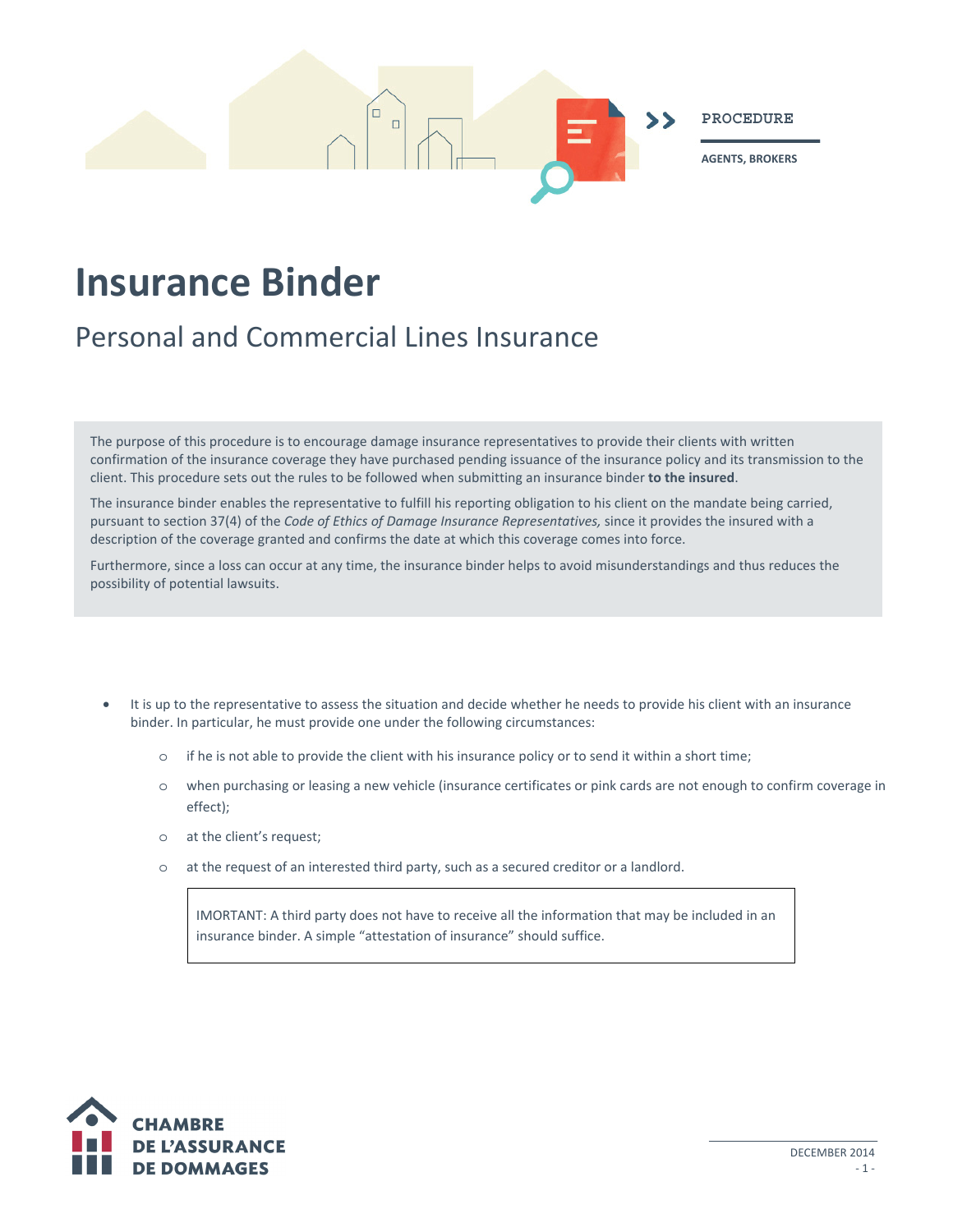PROCEDURE

AGENTS, BROKERS

# Insurance Binder

## Personal and Commercial Lines Insurance

The purpose of this procedure is to encourage damage insurance representatives to provide their clients with written confirmation of the insurance coverage they have purchased pending issuance of the insurance policy and its transmission to the client. This procedure sets out the rules to be followed when submitting an insurance binder **to the insured**.

The insurance binder enables the representative to fulfill his reporting obligation to his client on the mandate being carried, pursuant to section 37(4) of the *Code of Ethics of Damage Insurance Representatives,* since it provides the insured with a description of the coverage granted and confirms the date at which this coverage comes into force.

Furthermore, since a loss can occur at any time, the insurance binder helps to avoid misunderstandings and thus reduces the possibility of potential lawsuits.

- It is up to the representative to assess the situation and decide whether he needs to provide his client with an insurance binder. In particular, he must provide one under the following circumstances:
    - if he is not able to provide the client with his insurance policy or to send it within a short time;
    - when purchasing or leasing a new vehicle (insurance certificates or pink cards are not enough to confirm coverage in effect);
    - at the client's request;
    - at the request of an interested third party, such as a secured creditor or a landlord.

> IMORTANT: A third party does not have to receive all the information that may be included in an insurance binder. A simple "attestation of insurance" should suffice.

CHAMBRE DE L'ASSURANCE DE DOMMAGES

DECEMBER 2014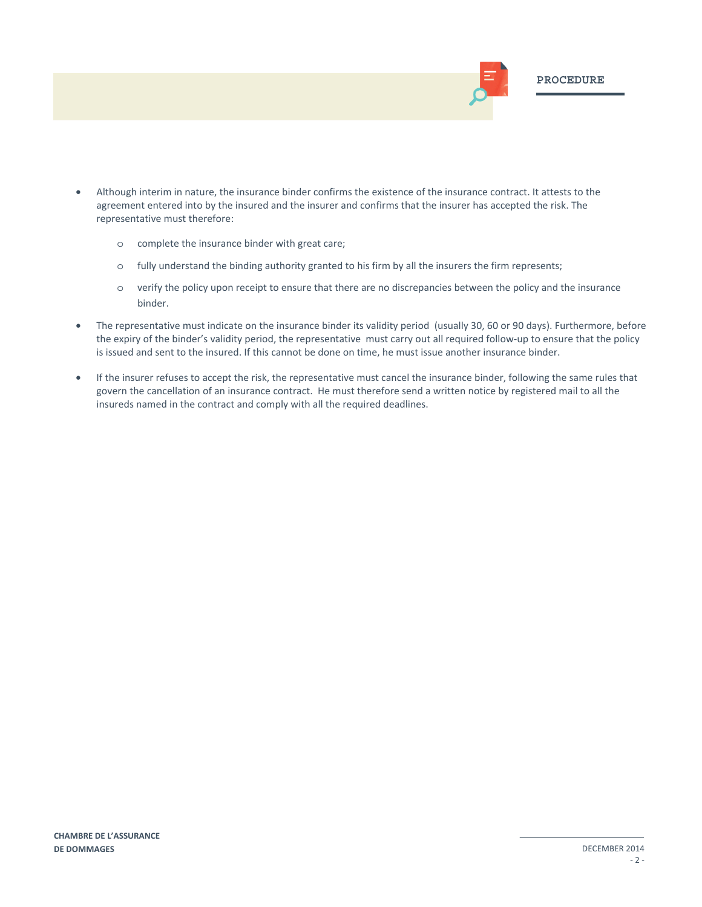PROCEDURE

- Although interim in nature, the insurance binder confirms the existence of the insurance contract. It attests to the agreement entered into by the insured and the insurer and confirms that the insurer has accepted the risk. The representative must therefore:
    - complete the insurance binder with great care;
    - fully understand the binding authority granted to his firm by all the insurers the firm represents;
    - verify the policy upon receipt to ensure that there are no discrepancies between the policy and the insurance binder.
- The representative must indicate on the insurance binder its validity period (usually 30, 60 or 90 days). Furthermore, before the expiry of the binder's validity period, the representative must carry out all required follow-up to ensure that the policy is issued and sent to the insured. If this cannot be done on time, he must issue another insurance binder.
- If the insurer refuses to accept the risk, the representative must cancel the insurance binder, following the same rules that govern the cancellation of an insurance contract. He must therefore send a written notice by registered mail to all the insureds named in the contract and comply with all the required deadlines.